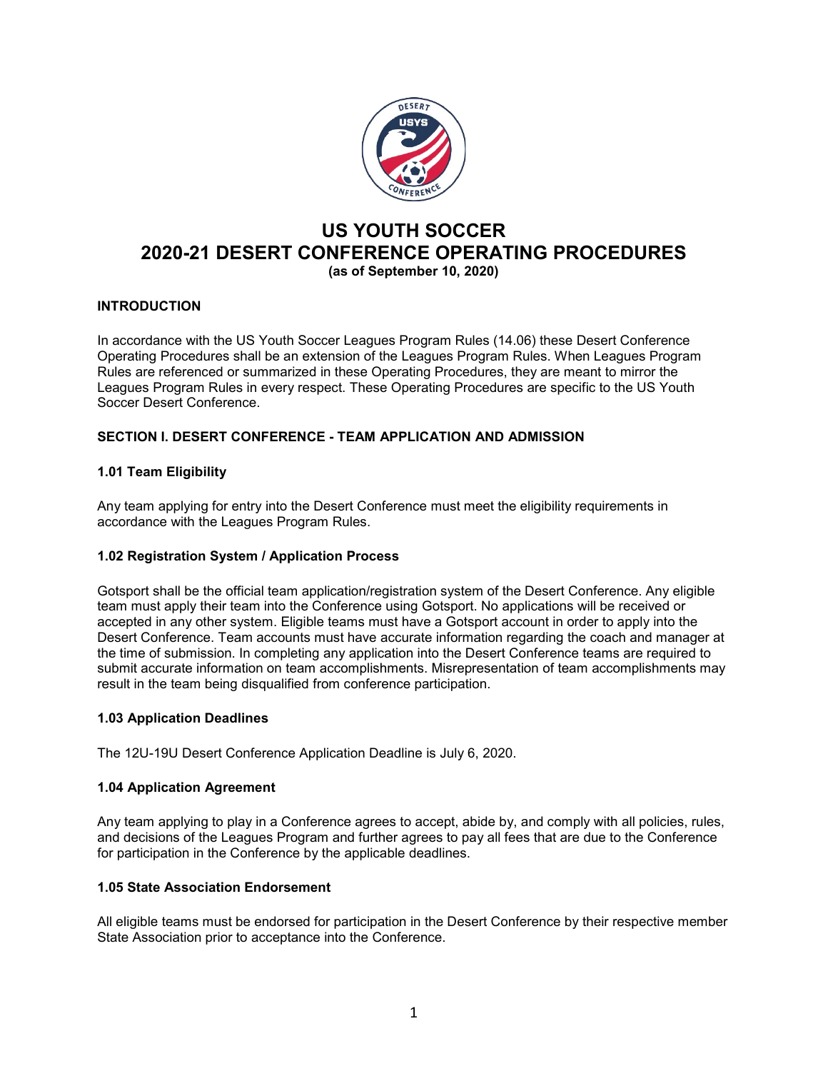# US YOUTH SOCCER
# 2020-21 DESERT CONFERENCE OPERATING PROCEDURES
**(as of September 10, 2020)**

**INTRODUCTION**

In accordance with the US Youth Soccer Leagues Program Rules (14.06) these Desert Conference Operating Procedures shall be an extension of the Leagues Program Rules. When Leagues Program Rules are referenced or summarized in these Operating Procedures, they are meant to mirror the Leagues Program Rules in every respect. These Operating Procedures are specific to the US Youth Soccer Desert Conference.

## SECTION I. DESERT CONFERENCE - TEAM APPLICATION AND ADMISSION

### 1.01 Team Eligibility

Any team applying for entry into the Desert Conference must meet the eligibility requirements in accordance with the Leagues Program Rules.

### 1.02 Registration System / Application Process

Gotsport shall be the official team application/registration system of the Desert Conference. Any eligible team must apply their team into the Conference using Gotsport. No applications will be received or accepted in any other system. Eligible teams must have a Gotsport account in order to apply into the Desert Conference. Team accounts must have accurate information regarding the coach and manager at the time of submission. In completing any application into the Desert Conference teams are required to submit accurate information on team accomplishments. Misrepresentation of team accomplishments may result in the team being disqualified from conference participation.

### 1.03 Application Deadlines

The 12U-19U Desert Conference Application Deadline is July 6, 2020.

### 1.04 Application Agreement

Any team applying to play in a Conference agrees to accept, abide by, and comply with all policies, rules, and decisions of the Leagues Program and further agrees to pay all fees that are due to the Conference for participation in the Conference by the applicable deadlines.

### 1.05 State Association Endorsement

All eligible teams must be endorsed for participation in the Desert Conference by their respective member State Association prior to acceptance into the Conference.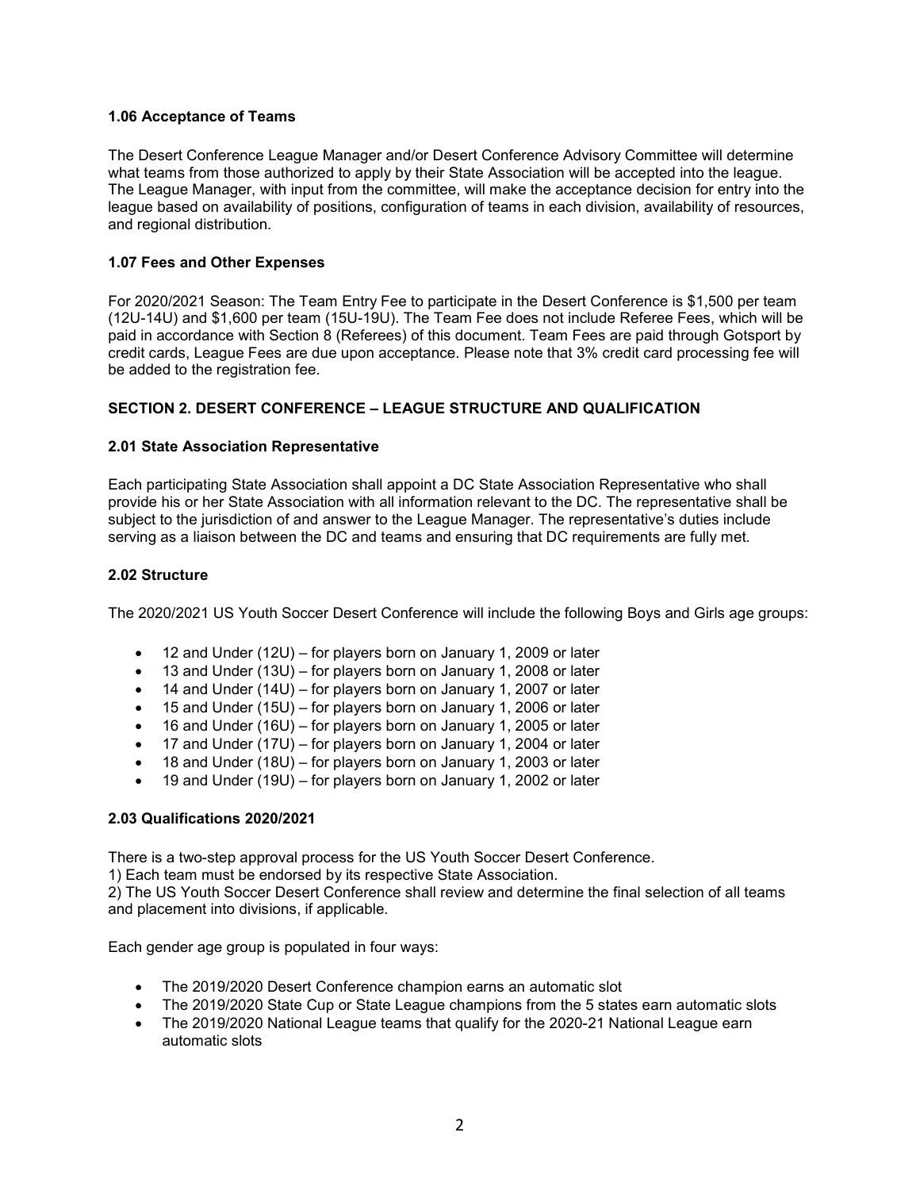### 1.06 Acceptance of Teams

The Desert Conference League Manager and/or Desert Conference Advisory Committee will determine what teams from those authorized to apply by their State Association will be accepted into the league. The League Manager, with input from the committee, will make the acceptance decision for entry into the league based on availability of positions, configuration of teams in each division, availability of resources, and regional distribution.

### 1.07 Fees and Other Expenses

For 2020/2021 Season: The Team Entry Fee to participate in the Desert Conference is $1,500 per team (12U-14U) and $1,600 per team (15U-19U). The Team Fee does not include Referee Fees, which will be paid in accordance with Section 8 (Referees) of this document. Team Fees are paid through Gotsport by credit cards, League Fees are due upon acceptance. Please note that 3% credit card processing fee will be added to the registration fee.

## SECTION 2. DESERT CONFERENCE – LEAGUE STRUCTURE AND QUALIFICATION

### 2.01 State Association Representative

Each participating State Association shall appoint a DC State Association Representative who shall provide his or her State Association with all information relevant to the DC. The representative shall be subject to the jurisdiction of and answer to the League Manager. The representative's duties include serving as a liaison between the DC and teams and ensuring that DC requirements are fully met.

### 2.02 Structure

The 2020/2021 US Youth Soccer Desert Conference will include the following Boys and Girls age groups:

- 12 and Under (12U) – for players born on January 1, 2009 or later
- 13 and Under (13U) – for players born on January 1, 2008 or later
- 14 and Under (14U) – for players born on January 1, 2007 or later
- 15 and Under (15U) – for players born on January 1, 2006 or later
- 16 and Under (16U) – for players born on January 1, 2005 or later
- 17 and Under (17U) – for players born on January 1, 2004 or later
- 18 and Under (18U) – for players born on January 1, 2003 or later
- 19 and Under (19U) – for players born on January 1, 2002 or later

### 2.03 Qualifications 2020/2021

There is a two-step approval process for the US Youth Soccer Desert Conference.
1) Each team must be endorsed by its respective State Association.
2) The US Youth Soccer Desert Conference shall review and determine the final selection of all teams and placement into divisions, if applicable.

Each gender age group is populated in four ways:

- The 2019/2020 Desert Conference champion earns an automatic slot
- The 2019/2020 State Cup or State League champions from the 5 states earn automatic slots
- The 2019/2020 National League teams that qualify for the 2020-21 National League earn automatic slots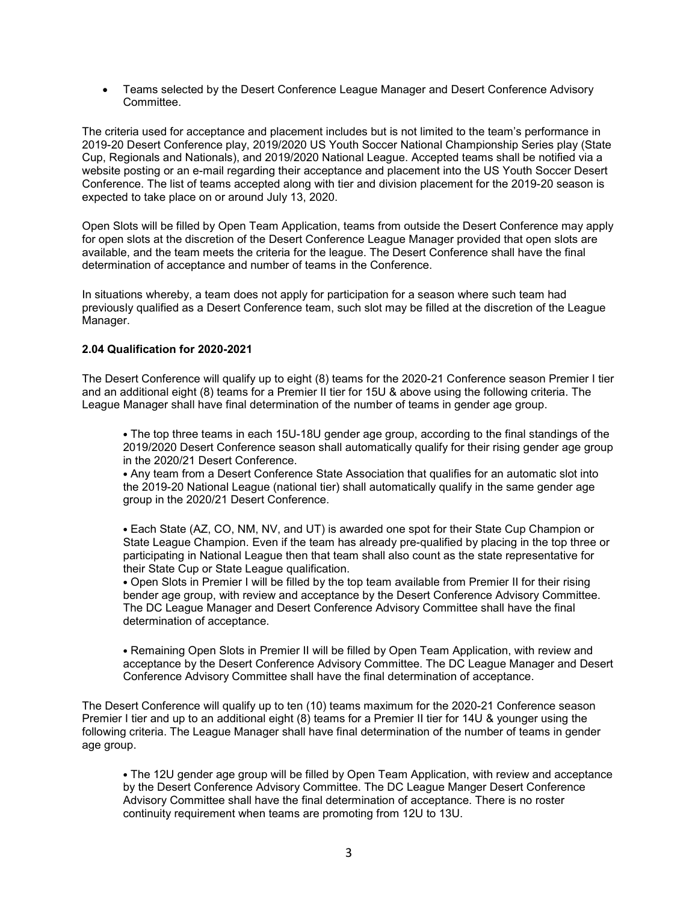- Teams selected by the Desert Conference League Manager and Desert Conference Advisory Committee.

The criteria used for acceptance and placement includes but is not limited to the team's performance in 2019-20 Desert Conference play, 2019/2020 US Youth Soccer National Championship Series play (State Cup, Regionals and Nationals), and 2019/2020 National League. Accepted teams shall be notified via a website posting or an e-mail regarding their acceptance and placement into the US Youth Soccer Desert Conference. The list of teams accepted along with tier and division placement for the 2019-20 season is expected to take place on or around July 13, 2020.

Open Slots will be filled by Open Team Application, teams from outside the Desert Conference may apply for open slots at the discretion of the Desert Conference League Manager provided that open slots are available, and the team meets the criteria for the league. The Desert Conference shall have the final determination of acceptance and number of teams in the Conference.

In situations whereby, a team does not apply for participation for a season where such team had previously qualified as a Desert Conference team, such slot may be filled at the discretion of the League Manager.

**2.04 Qualification for 2020-2021**

The Desert Conference will qualify up to eight (8) teams for the 2020-21 Conference season Premier I tier and an additional eight (8) teams for a Premier II tier for 15U & above using the following criteria. The League Manager shall have final determination of the number of teams in gender age group.

- The top three teams in each 15U-18U gender age group, according to the final standings of the 2019/2020 Desert Conference season shall automatically qualify for their rising gender age group in the 2020/21 Desert Conference.
- Any team from a Desert Conference State Association that qualifies for an automatic slot into the 2019-20 National League (national tier) shall automatically qualify in the same gender age group in the 2020/21 Desert Conference.
- Each State (AZ, CO, NM, NV, and UT) is awarded one spot for their State Cup Champion or State League Champion. Even if the team has already pre-qualified by placing in the top three or participating in National League then that team shall also count as the state representative for their State Cup or State League qualification.
- Open Slots in Premier I will be filled by the top team available from Premier II for their rising bender age group, with review and acceptance by the Desert Conference Advisory Committee. The DC League Manager and Desert Conference Advisory Committee shall have the final determination of acceptance.
- Remaining Open Slots in Premier II will be filled by Open Team Application, with review and acceptance by the Desert Conference Advisory Committee. The DC League Manager and Desert Conference Advisory Committee shall have the final determination of acceptance.

The Desert Conference will qualify up to ten (10) teams maximum for the 2020-21 Conference season Premier I tier and up to an additional eight (8) teams for a Premier II tier for 14U & younger using the following criteria. The League Manager shall have final determination of the number of teams in gender age group.

- The 12U gender age group will be filled by Open Team Application, with review and acceptance by the Desert Conference Advisory Committee. The DC League Manger Desert Conference Advisory Committee shall have the final determination of acceptance. There is no roster continuity requirement when teams are promoting from 12U to 13U.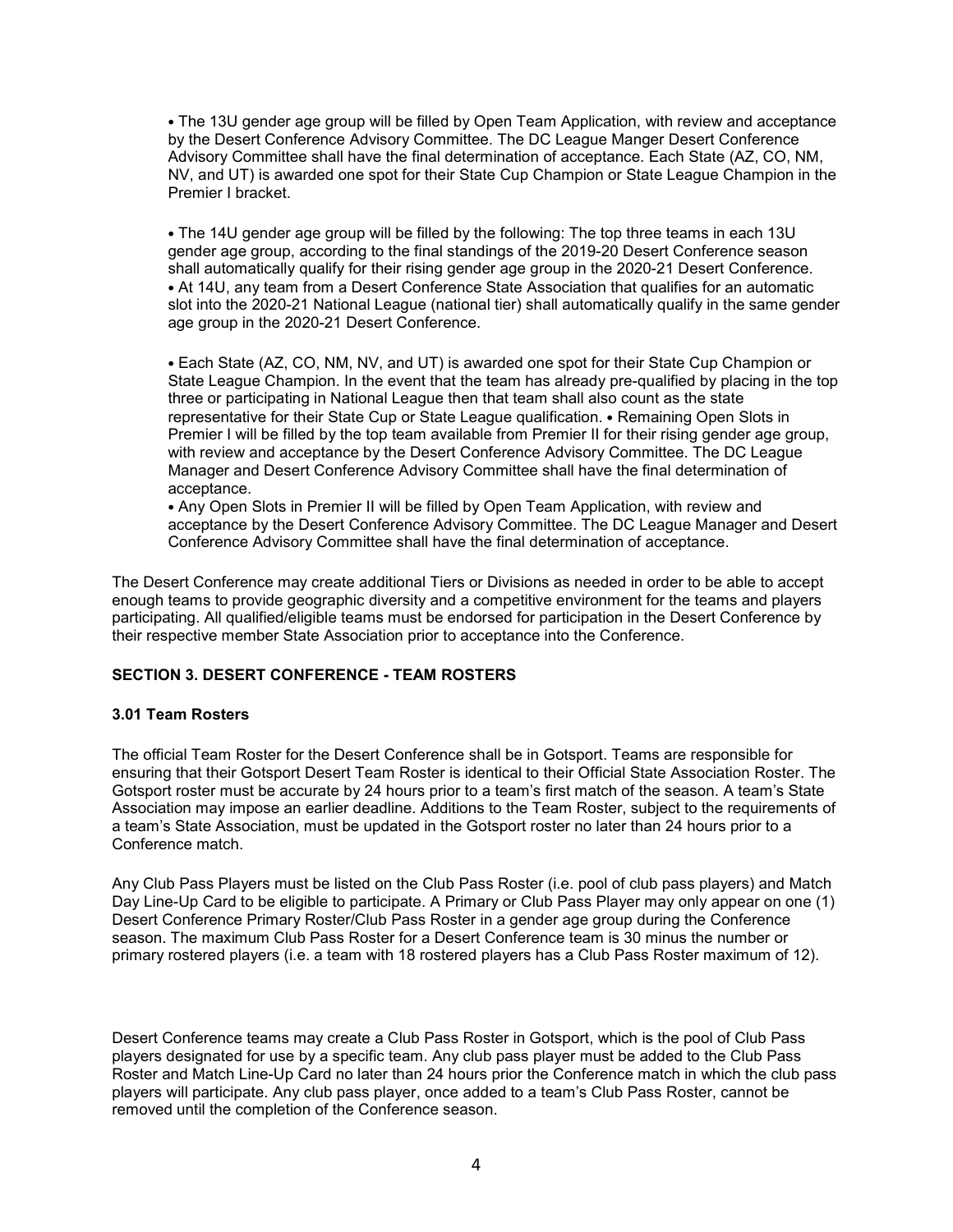- The 13U gender age group will be filled by Open Team Application, with review and acceptance by the Desert Conference Advisory Committee. The DC League Manger Desert Conference Advisory Committee shall have the final determination of acceptance. Each State (AZ, CO, NM, NV, and UT) is awarded one spot for their State Cup Champion or State League Champion in the Premier I bracket.

- The 14U gender age group will be filled by the following: The top three teams in each 13U gender age group, according to the final standings of the 2019-20 Desert Conference season shall automatically qualify for their rising gender age group in the 2020-21 Desert Conference.
- At 14U, any team from a Desert Conference State Association that qualifies for an automatic slot into the 2020-21 National League (national tier) shall automatically qualify in the same gender age group in the 2020-21 Desert Conference.

- Each State (AZ, CO, NM, NV, and UT) is awarded one spot for their State Cup Champion or State League Champion. In the event that the team has already pre-qualified by placing in the top three or participating in National League then that team shall also count as the state representative for their State Cup or State League qualification. • Remaining Open Slots in Premier I will be filled by the top team available from Premier II for their rising gender age group, with review and acceptance by the Desert Conference Advisory Committee. The DC League Manager and Desert Conference Advisory Committee shall have the final determination of acceptance.
- Any Open Slots in Premier II will be filled by Open Team Application, with review and acceptance by the Desert Conference Advisory Committee. The DC League Manager and Desert Conference Advisory Committee shall have the final determination of acceptance.

The Desert Conference may create additional Tiers or Divisions as needed in order to be able to accept enough teams to provide geographic diversity and a competitive environment for the teams and players participating. All qualified/eligible teams must be endorsed for participation in the Desert Conference by their respective member State Association prior to acceptance into the Conference.

## SECTION 3. DESERT CONFERENCE - TEAM ROSTERS

### 3.01 Team Rosters

The official Team Roster for the Desert Conference shall be in Gotsport. Teams are responsible for ensuring that their Gotsport Desert Team Roster is identical to their Official State Association Roster. The Gotsport roster must be accurate by 24 hours prior to a team's first match of the season. A team's State Association may impose an earlier deadline. Additions to the Team Roster, subject to the requirements of a team's State Association, must be updated in the Gotsport roster no later than 24 hours prior to a Conference match.

Any Club Pass Players must be listed on the Club Pass Roster (i.e. pool of club pass players) and Match Day Line-Up Card to be eligible to participate. A Primary or Club Pass Player may only appear on one (1) Desert Conference Primary Roster/Club Pass Roster in a gender age group during the Conference season. The maximum Club Pass Roster for a Desert Conference team is 30 minus the number or primary rostered players (i.e. a team with 18 rostered players has a Club Pass Roster maximum of 12).

Desert Conference teams may create a Club Pass Roster in Gotsport, which is the pool of Club Pass players designated for use by a specific team. Any club pass player must be added to the Club Pass Roster and Match Line-Up Card no later than 24 hours prior the Conference match in which the club pass players will participate. Any club pass player, once added to a team's Club Pass Roster, cannot be removed until the completion of the Conference season.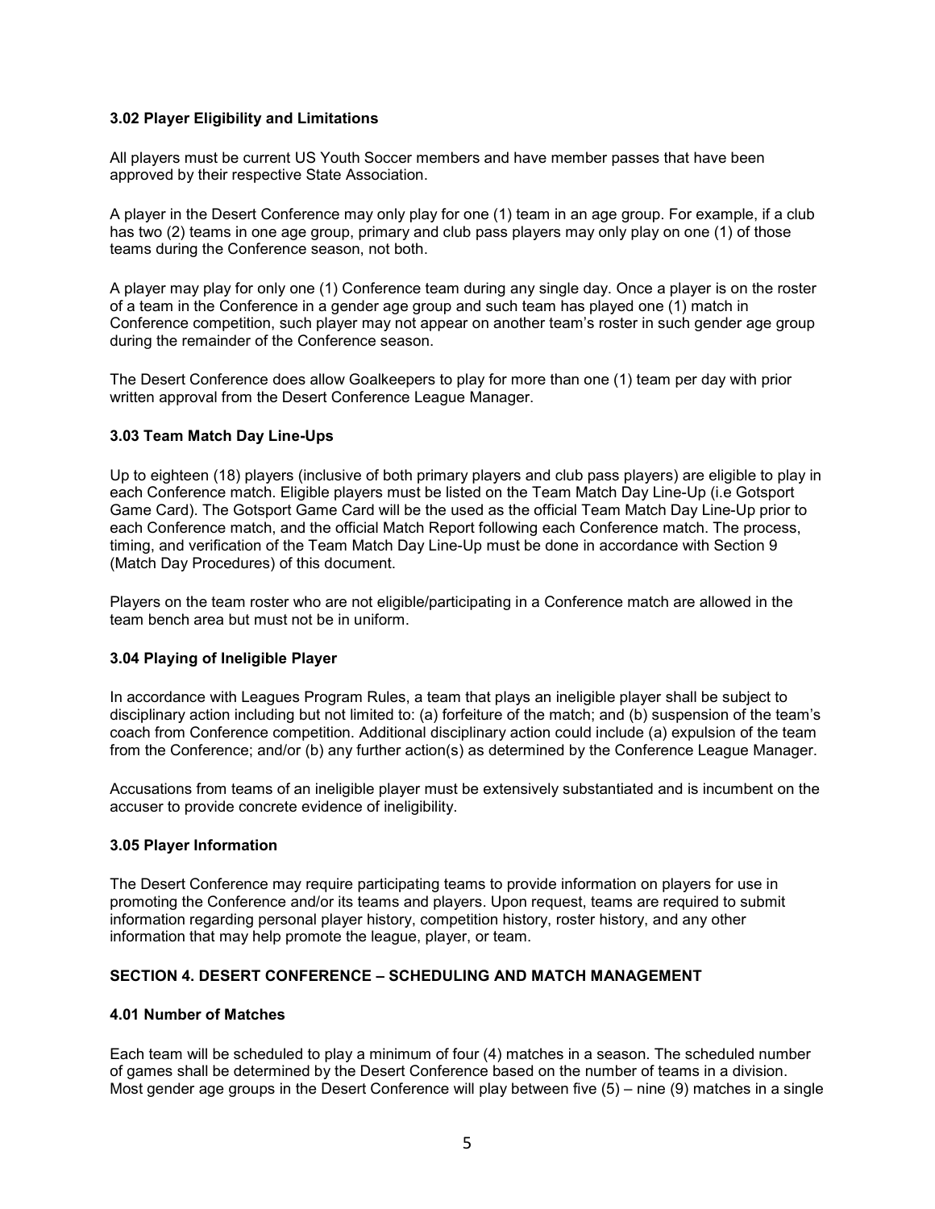### 3.02 Player Eligibility and Limitations

All players must be current US Youth Soccer members and have member passes that have been approved by their respective State Association.

A player in the Desert Conference may only play for one (1) team in an age group. For example, if a club has two (2) teams in one age group, primary and club pass players may only play on one (1) of those teams during the Conference season, not both.

A player may play for only one (1) Conference team during any single day. Once a player is on the roster of a team in the Conference in a gender age group and such team has played one (1) match in Conference competition, such player may not appear on another team's roster in such gender age group during the remainder of the Conference season.

The Desert Conference does allow Goalkeepers to play for more than one (1) team per day with prior written approval from the Desert Conference League Manager.

### 3.03 Team Match Day Line-Ups

Up to eighteen (18) players (inclusive of both primary players and club pass players) are eligible to play in each Conference match. Eligible players must be listed on the Team Match Day Line-Up (i.e Gotsport Game Card). The Gotsport Game Card will be the used as the official Team Match Day Line-Up prior to each Conference match, and the official Match Report following each Conference match. The process, timing, and verification of the Team Match Day Line-Up must be done in accordance with Section 9 (Match Day Procedures) of this document.

Players on the team roster who are not eligible/participating in a Conference match are allowed in the team bench area but must not be in uniform.

### 3.04 Playing of Ineligible Player

In accordance with Leagues Program Rules, a team that plays an ineligible player shall be subject to disciplinary action including but not limited to: (a) forfeiture of the match; and (b) suspension of the team's coach from Conference competition. Additional disciplinary action could include (a) expulsion of the team from the Conference; and/or (b) any further action(s) as determined by the Conference League Manager.

Accusations from teams of an ineligible player must be extensively substantiated and is incumbent on the accuser to provide concrete evidence of ineligibility.

### 3.05 Player Information

The Desert Conference may require participating teams to provide information on players for use in promoting the Conference and/or its teams and players. Upon request, teams are required to submit information regarding personal player history, competition history, roster history, and any other information that may help promote the league, player, or team.

## SECTION 4. DESERT CONFERENCE – SCHEDULING AND MATCH MANAGEMENT

### 4.01 Number of Matches

Each team will be scheduled to play a minimum of four (4) matches in a season. The scheduled number of games shall be determined by the Desert Conference based on the number of teams in a division. Most gender age groups in the Desert Conference will play between five (5) – nine (9) matches in a single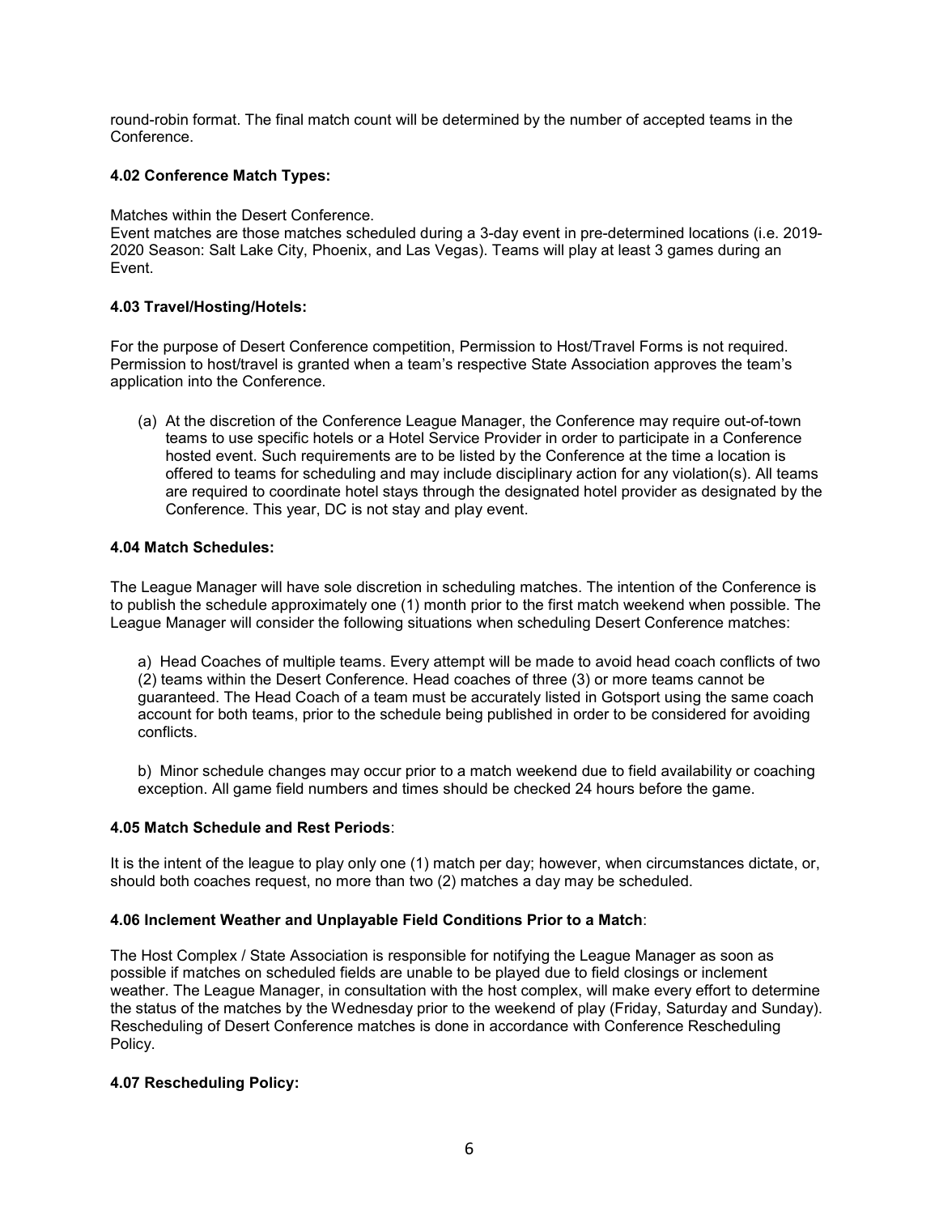round-robin format. The final match count will be determined by the number of accepted teams in the Conference.

**4.02 Conference Match Types:**

Matches within the Desert Conference.
Event matches are those matches scheduled during a 3-day event in pre-determined locations (i.e. 2019-2020 Season: Salt Lake City, Phoenix, and Las Vegas). Teams will play at least 3 games during an Event.

**4.03 Travel/Hosting/Hotels:**

For the purpose of Desert Conference competition, Permission to Host/Travel Forms is not required. Permission to host/travel is granted when a team's respective State Association approves the team's application into the Conference.

(a) At the discretion of the Conference League Manager, the Conference may require out-of-town teams to use specific hotels or a Hotel Service Provider in order to participate in a Conference hosted event. Such requirements are to be listed by the Conference at the time a location is offered to teams for scheduling and may include disciplinary action for any violation(s). All teams are required to coordinate hotel stays through the designated hotel provider as designated by the Conference. This year, DC is not stay and play event.

**4.04 Match Schedules:**

The League Manager will have sole discretion in scheduling matches. The intention of the Conference is to publish the schedule approximately one (1) month prior to the first match weekend when possible. The League Manager will consider the following situations when scheduling Desert Conference matches:

a) Head Coaches of multiple teams. Every attempt will be made to avoid head coach conflicts of two (2) teams within the Desert Conference. Head coaches of three (3) or more teams cannot be guaranteed. The Head Coach of a team must be accurately listed in Gotsport using the same coach account for both teams, prior to the schedule being published in order to be considered for avoiding conflicts.

b) Minor schedule changes may occur prior to a match weekend due to field availability or coaching exception. All game field numbers and times should be checked 24 hours before the game.

**4.05 Match Schedule and Rest Periods**:

It is the intent of the league to play only one (1) match per day; however, when circumstances dictate, or, should both coaches request, no more than two (2) matches a day may be scheduled.

**4.06 Inclement Weather and Unplayable Field Conditions Prior to a Match**:

The Host Complex / State Association is responsible for notifying the League Manager as soon as possible if matches on scheduled fields are unable to be played due to field closings or inclement weather. The League Manager, in consultation with the host complex, will make every effort to determine the status of the matches by the Wednesday prior to the weekend of play (Friday, Saturday and Sunday). Rescheduling of Desert Conference matches is done in accordance with Conference Rescheduling Policy.

**4.07 Rescheduling Policy:**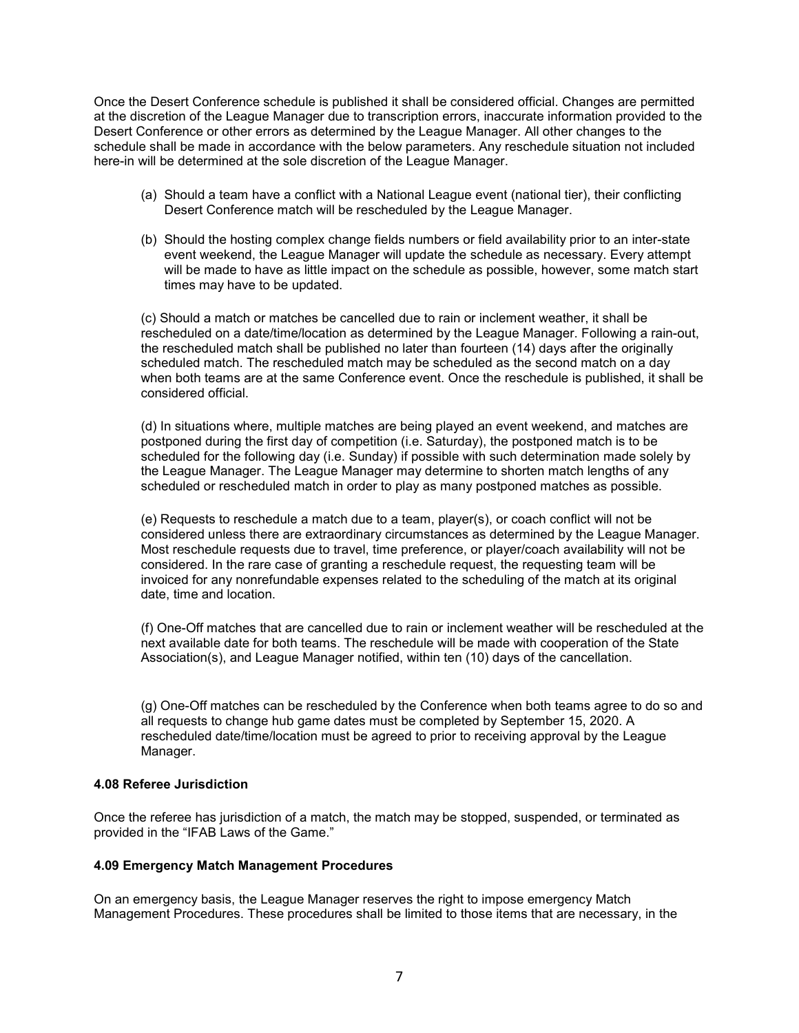Once the Desert Conference schedule is published it shall be considered official. Changes are permitted at the discretion of the League Manager due to transcription errors, inaccurate information provided to the Desert Conference or other errors as determined by the League Manager. All other changes to the schedule shall be made in accordance with the below parameters. Any reschedule situation not included here-in will be determined at the sole discretion of the League Manager.

(a) Should a team have a conflict with a National League event (national tier), their conflicting Desert Conference match will be rescheduled by the League Manager.

(b) Should the hosting complex change fields numbers or field availability prior to an inter-state event weekend, the League Manager will update the schedule as necessary. Every attempt will be made to have as little impact on the schedule as possible, however, some match start times may have to be updated.

(c) Should a match or matches be cancelled due to rain or inclement weather, it shall be rescheduled on a date/time/location as determined by the League Manager. Following a rain-out, the rescheduled match shall be published no later than fourteen (14) days after the originally scheduled match. The rescheduled match may be scheduled as the second match on a day when both teams are at the same Conference event. Once the reschedule is published, it shall be considered official.

(d) In situations where, multiple matches are being played an event weekend, and matches are postponed during the first day of competition (i.e. Saturday), the postponed match is to be scheduled for the following day (i.e. Sunday) if possible with such determination made solely by the League Manager. The League Manager may determine to shorten match lengths of any scheduled or rescheduled match in order to play as many postponed matches as possible.

(e) Requests to reschedule a match due to a team, player(s), or coach conflict will not be considered unless there are extraordinary circumstances as determined by the League Manager. Most reschedule requests due to travel, time preference, or player/coach availability will not be considered. In the rare case of granting a reschedule request, the requesting team will be invoiced for any nonrefundable expenses related to the scheduling of the match at its original date, time and location.

(f) One-Off matches that are cancelled due to rain or inclement weather will be rescheduled at the next available date for both teams. The reschedule will be made with cooperation of the State Association(s), and League Manager notified, within ten (10) days of the cancellation.

(g) One-Off matches can be rescheduled by the Conference when both teams agree to do so and all requests to change hub game dates must be completed by September 15, 2020. A rescheduled date/time/location must be agreed to prior to receiving approval by the League Manager.

#### 4.08 Referee Jurisdiction

Once the referee has jurisdiction of a match, the match may be stopped, suspended, or terminated as provided in the "IFAB Laws of the Game."

#### 4.09 Emergency Match Management Procedures

On an emergency basis, the League Manager reserves the right to impose emergency Match Management Procedures. These procedures shall be limited to those items that are necessary, in the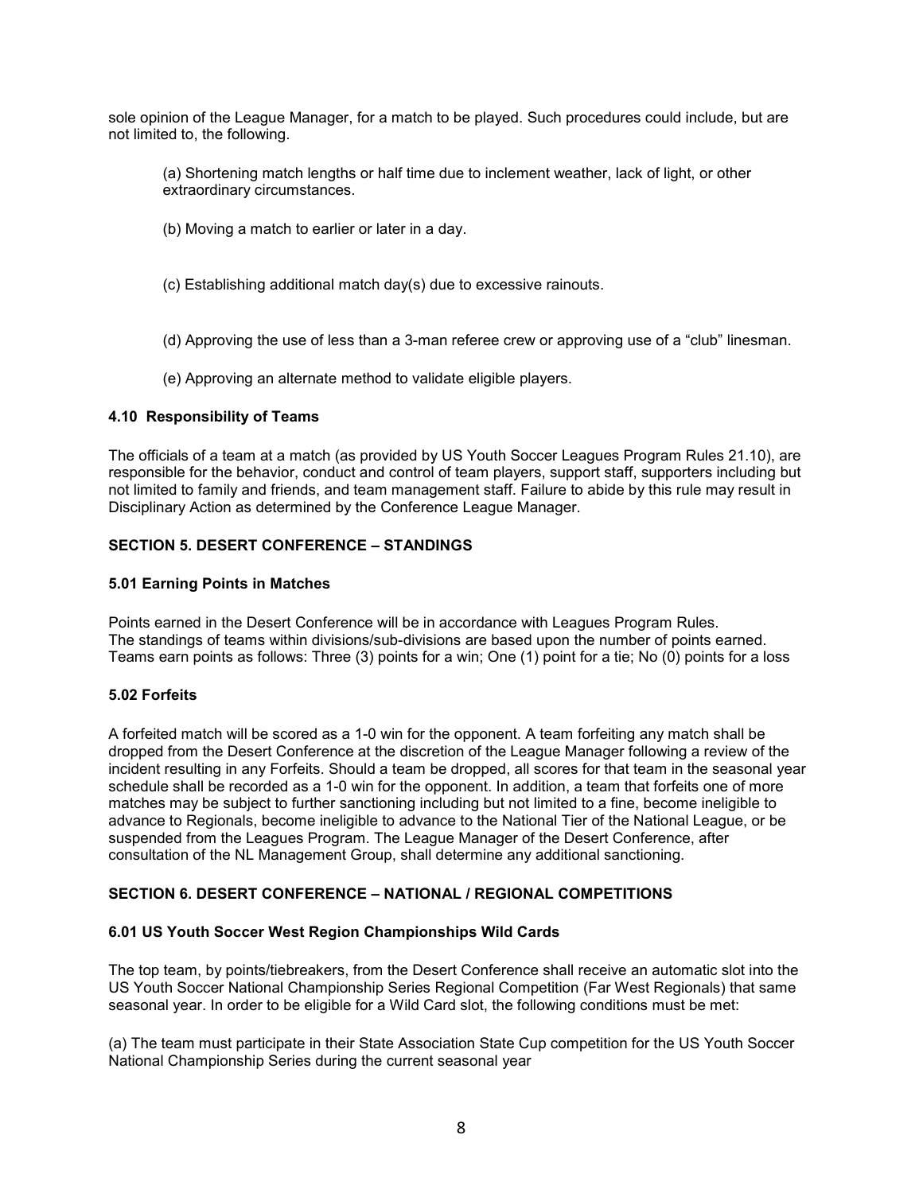sole opinion of the League Manager, for a match to be played. Such procedures could include, but are not limited to, the following.

(a) Shortening match lengths or half time due to inclement weather, lack of light, or other extraordinary circumstances.

(b) Moving a match to earlier or later in a day.

(c) Establishing additional match day(s) due to excessive rainouts.

(d) Approving the use of less than a 3-man referee crew or approving use of a "club" linesman.

(e) Approving an alternate method to validate eligible players.

### 4.10 Responsibility of Teams

The officials of a team at a match (as provided by US Youth Soccer Leagues Program Rules 21.10), are responsible for the behavior, conduct and control of team players, support staff, supporters including but not limited to family and friends, and team management staff. Failure to abide by this rule may result in Disciplinary Action as determined by the Conference League Manager.

## SECTION 5. DESERT CONFERENCE – STANDINGS

### 5.01 Earning Points in Matches

Points earned in the Desert Conference will be in accordance with Leagues Program Rules.
The standings of teams within divisions/sub-divisions are based upon the number of points earned.
Teams earn points as follows: Three (3) points for a win; One (1) point for a tie; No (0) points for a loss

### 5.02 Forfeits

A forfeited match will be scored as a 1-0 win for the opponent. A team forfeiting any match shall be dropped from the Desert Conference at the discretion of the League Manager following a review of the incident resulting in any Forfeits. Should a team be dropped, all scores for that team in the seasonal year schedule shall be recorded as a 1-0 win for the opponent. In addition, a team that forfeits one of more matches may be subject to further sanctioning including but not limited to a fine, become ineligible to advance to Regionals, become ineligible to advance to the National Tier of the National League, or be suspended from the Leagues Program. The League Manager of the Desert Conference, after consultation of the NL Management Group, shall determine any additional sanctioning.

## SECTION 6. DESERT CONFERENCE – NATIONAL / REGIONAL COMPETITIONS

### 6.01 US Youth Soccer West Region Championships Wild Cards

The top team, by points/tiebreakers, from the Desert Conference shall receive an automatic slot into the US Youth Soccer National Championship Series Regional Competition (Far West Regionals) that same seasonal year. In order to be eligible for a Wild Card slot, the following conditions must be met:

(a) The team must participate in their State Association State Cup competition for the US Youth Soccer National Championship Series during the current seasonal year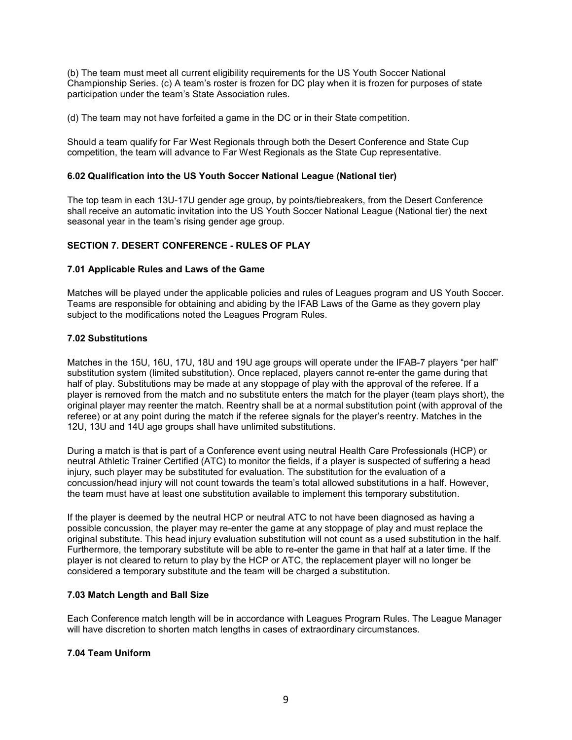(b) The team must meet all current eligibility requirements for the US Youth Soccer National Championship Series. (c) A team's roster is frozen for DC play when it is frozen for purposes of state participation under the team's State Association rules.

(d) The team may not have forfeited a game in the DC or in their State competition.

Should a team qualify for Far West Regionals through both the Desert Conference and State Cup competition, the team will advance to Far West Regionals as the State Cup representative.

### 6.02 Qualification into the US Youth Soccer National League (National tier)

The top team in each 13U-17U gender age group, by points/tiebreakers, from the Desert Conference shall receive an automatic invitation into the US Youth Soccer National League (National tier) the next seasonal year in the team's rising gender age group.

## SECTION 7. DESERT CONFERENCE - RULES OF PLAY

### 7.01 Applicable Rules and Laws of the Game

Matches will be played under the applicable policies and rules of Leagues program and US Youth Soccer. Teams are responsible for obtaining and abiding by the IFAB Laws of the Game as they govern play subject to the modifications noted the Leagues Program Rules.

### 7.02 Substitutions

Matches in the 15U, 16U, 17U, 18U and 19U age groups will operate under the IFAB-7 players "per half" substitution system (limited substitution). Once replaced, players cannot re-enter the game during that half of play. Substitutions may be made at any stoppage of play with the approval of the referee. If a player is removed from the match and no substitute enters the match for the player (team plays short), the original player may reenter the match. Reentry shall be at a normal substitution point (with approval of the referee) or at any point during the match if the referee signals for the player's reentry. Matches in the 12U, 13U and 14U age groups shall have unlimited substitutions.

During a match is that is part of a Conference event using neutral Health Care Professionals (HCP) or neutral Athletic Trainer Certified (ATC) to monitor the fields, if a player is suspected of suffering a head injury, such player may be substituted for evaluation. The substitution for the evaluation of a concussion/head injury will not count towards the team's total allowed substitutions in a half. However, the team must have at least one substitution available to implement this temporary substitution.

If the player is deemed by the neutral HCP or neutral ATC to not have been diagnosed as having a possible concussion, the player may re-enter the game at any stoppage of play and must replace the original substitute. This head injury evaluation substitution will not count as a used substitution in the half. Furthermore, the temporary substitute will be able to re-enter the game in that half at a later time. If the player is not cleared to return to play by the HCP or ATC, the replacement player will no longer be considered a temporary substitute and the team will be charged a substitution.

### 7.03 Match Length and Ball Size

Each Conference match length will be in accordance with Leagues Program Rules. The League Manager will have discretion to shorten match lengths in cases of extraordinary circumstances.

### 7.04 Team Uniform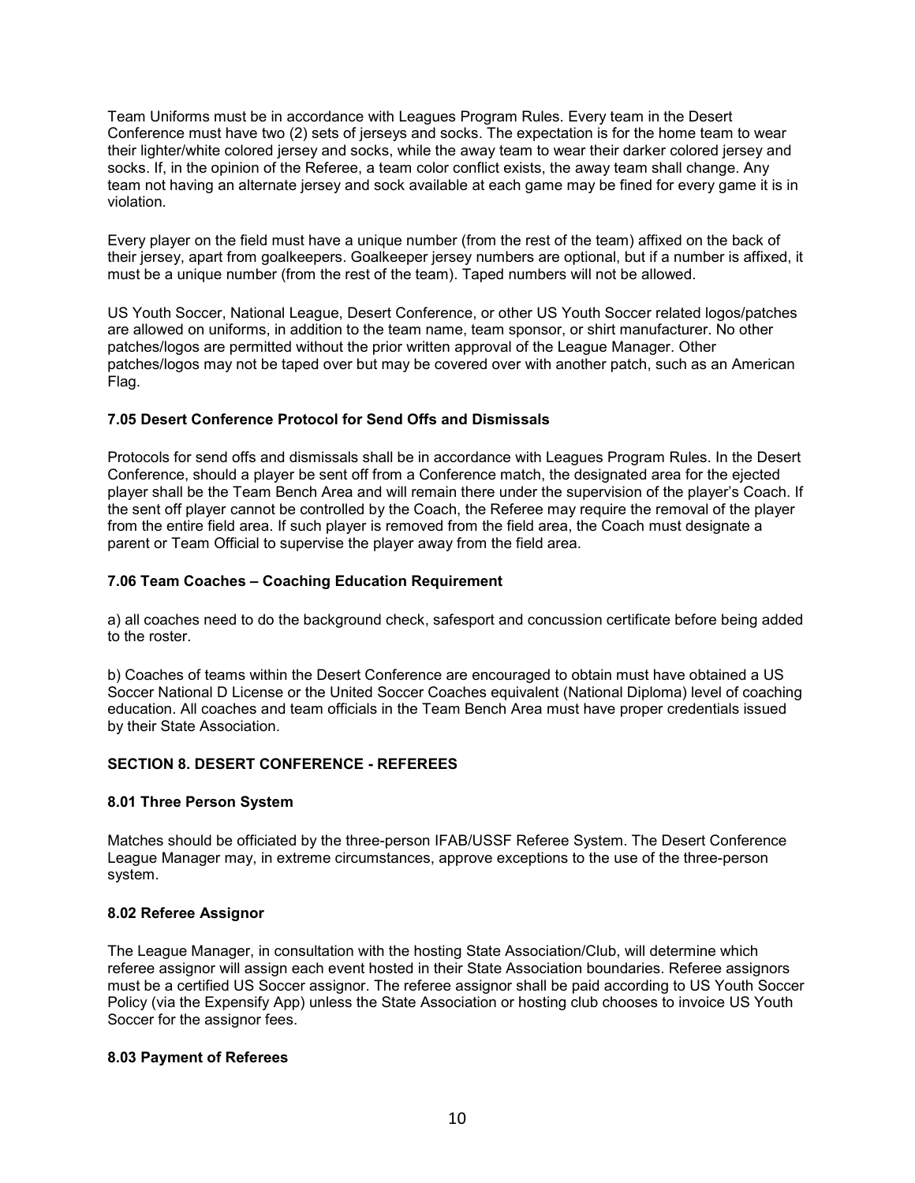Team Uniforms must be in accordance with Leagues Program Rules. Every team in the Desert Conference must have two (2) sets of jerseys and socks. The expectation is for the home team to wear their lighter/white colored jersey and socks, while the away team to wear their darker colored jersey and socks. If, in the opinion of the Referee, a team color conflict exists, the away team shall change. Any team not having an alternate jersey and sock available at each game may be fined for every game it is in violation.

Every player on the field must have a unique number (from the rest of the team) affixed on the back of their jersey, apart from goalkeepers. Goalkeeper jersey numbers are optional, but if a number is affixed, it must be a unique number (from the rest of the team). Taped numbers will not be allowed.

US Youth Soccer, National League, Desert Conference, or other US Youth Soccer related logos/patches are allowed on uniforms, in addition to the team name, team sponsor, or shirt manufacturer. No other patches/logos are permitted without the prior written approval of the League Manager. Other patches/logos may not be taped over but may be covered over with another patch, such as an American Flag.

### 7.05 Desert Conference Protocol for Send Offs and Dismissals

Protocols for send offs and dismissals shall be in accordance with Leagues Program Rules. In the Desert Conference, should a player be sent off from a Conference match, the designated area for the ejected player shall be the Team Bench Area and will remain there under the supervision of the player's Coach. If the sent off player cannot be controlled by the Coach, the Referee may require the removal of the player from the entire field area. If such player is removed from the field area, the Coach must designate a parent or Team Official to supervise the player away from the field area.

### 7.06 Team Coaches – Coaching Education Requirement

a) all coaches need to do the background check, safesport and concussion certificate before being added to the roster.

b) Coaches of teams within the Desert Conference are encouraged to obtain must have obtained a US Soccer National D License or the United Soccer Coaches equivalent (National Diploma) level of coaching education. All coaches and team officials in the Team Bench Area must have proper credentials issued by their State Association.

## SECTION 8. DESERT CONFERENCE - REFEREES

### 8.01 Three Person System

Matches should be officiated by the three-person IFAB/USSF Referee System. The Desert Conference League Manager may, in extreme circumstances, approve exceptions to the use of the three-person system.

### 8.02 Referee Assignor

The League Manager, in consultation with the hosting State Association/Club, will determine which referee assignor will assign each event hosted in their State Association boundaries. Referee assignors must be a certified US Soccer assignor. The referee assignor shall be paid according to US Youth Soccer Policy (via the Expensify App) unless the State Association or hosting club chooses to invoice US Youth Soccer for the assignor fees.

### 8.03 Payment of Referees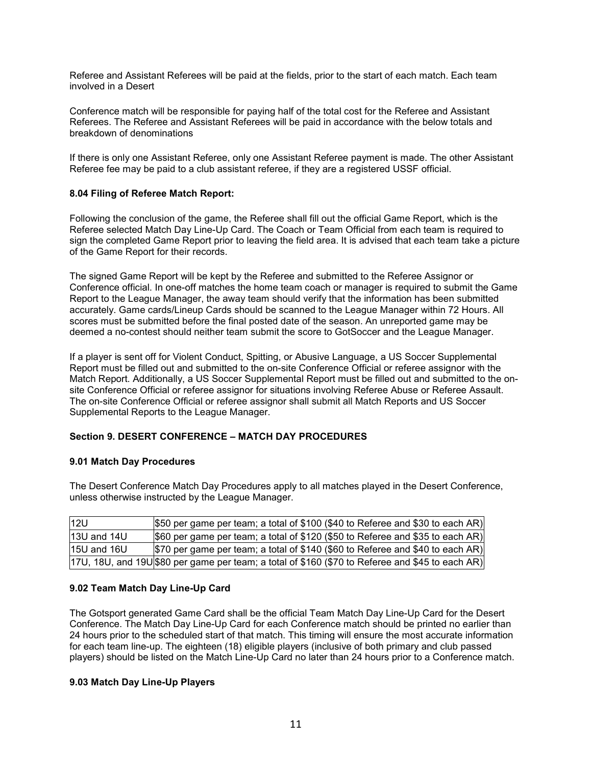Referee and Assistant Referees will be paid at the fields, prior to the start of each match. Each team involved in a Desert

Conference match will be responsible for paying half of the total cost for the Referee and Assistant Referees. The Referee and Assistant Referees will be paid in accordance with the below totals and breakdown of denominations

If there is only one Assistant Referee, only one Assistant Referee payment is made. The other Assistant Referee fee may be paid to a club assistant referee, if they are a registered USSF official.

**8.04 Filing of Referee Match Report:**

Following the conclusion of the game, the Referee shall fill out the official Game Report, which is the Referee selected Match Day Line-Up Card. The Coach or Team Official from each team is required to sign the completed Game Report prior to leaving the field area. It is advised that each team take a picture of the Game Report for their records.

The signed Game Report will be kept by the Referee and submitted to the Referee Assignor or Conference official. In one-off matches the home team coach or manager is required to submit the Game Report to the League Manager, the away team should verify that the information has been submitted accurately. Game cards/Lineup Cards should be scanned to the League Manager within 72 Hours. All scores must be submitted before the final posted date of the season. An unreported game may be deemed a no-contest should neither team submit the score to GotSoccer and the League Manager.

If a player is sent off for Violent Conduct, Spitting, or Abusive Language, a US Soccer Supplemental Report must be filled out and submitted to the on-site Conference Official or referee assignor with the Match Report. Additionally, a US Soccer Supplemental Report must be filled out and submitted to the on-site Conference Official or referee assignor for situations involving Referee Abuse or Referee Assault. The on-site Conference Official or referee assignor shall submit all Match Reports and US Soccer Supplemental Reports to the League Manager.

**Section 9. DESERT CONFERENCE – MATCH DAY PROCEDURES**

**9.01 Match Day Procedures**

The Desert Conference Match Day Procedures apply to all matches played in the Desert Conference, unless otherwise instructed by the League Manager.

| | |
|---|---|
| 12U | $50 per game per team; a total of $100 ($40 to Referee and $30 to each AR) |
| 13U and 14U | $60 per game per team; a total of $120 ($50 to Referee and $35 to each AR) |
| 15U and 16U | $70 per game per team; a total of $140 ($60 to Referee and $40 to each AR) |
| 17U, 18U, and 19U | $80 per game per team; a total of $160 ($70 to Referee and $45 to each AR) |

**9.02 Team Match Day Line-Up Card**

The Gotsport generated Game Card shall be the official Team Match Day Line-Up Card for the Desert Conference. The Match Day Line-Up Card for each Conference match should be printed no earlier than 24 hours prior to the scheduled start of that match. This timing will ensure the most accurate information for each team line-up. The eighteen (18) eligible players (inclusive of both primary and club passed players) should be listed on the Match Line-Up Card no later than 24 hours prior to a Conference match.

**9.03 Match Day Line-Up Players**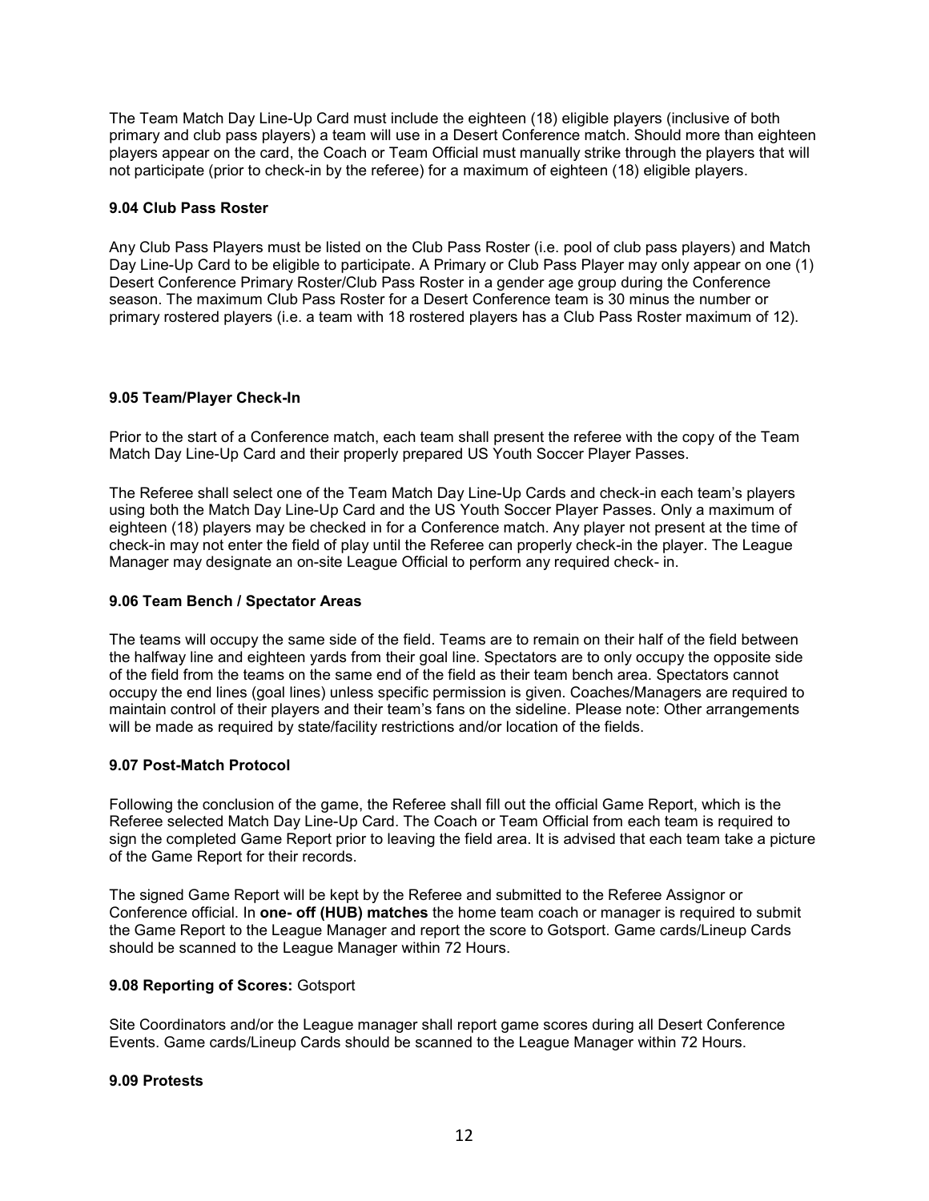The Team Match Day Line-Up Card must include the eighteen (18) eligible players (inclusive of both primary and club pass players) a team will use in a Desert Conference match. Should more than eighteen players appear on the card, the Coach or Team Official must manually strike through the players that will not participate (prior to check-in by the referee) for a maximum of eighteen (18) eligible players.

### 9.04 Club Pass Roster

Any Club Pass Players must be listed on the Club Pass Roster (i.e. pool of club pass players) and Match Day Line-Up Card to be eligible to participate. A Primary or Club Pass Player may only appear on one (1) Desert Conference Primary Roster/Club Pass Roster in a gender age group during the Conference season. The maximum Club Pass Roster for a Desert Conference team is 30 minus the number or primary rostered players (i.e. a team with 18 rostered players has a Club Pass Roster maximum of 12).

### 9.05 Team/Player Check-In

Prior to the start of a Conference match, each team shall present the referee with the copy of the Team Match Day Line-Up Card and their properly prepared US Youth Soccer Player Passes.

The Referee shall select one of the Team Match Day Line-Up Cards and check-in each team's players using both the Match Day Line-Up Card and the US Youth Soccer Player Passes. Only a maximum of eighteen (18) players may be checked in for a Conference match. Any player not present at the time of check-in may not enter the field of play until the Referee can properly check-in the player. The League Manager may designate an on-site League Official to perform any required check- in.

### 9.06 Team Bench / Spectator Areas

The teams will occupy the same side of the field. Teams are to remain on their half of the field between the halfway line and eighteen yards from their goal line. Spectators are to only occupy the opposite side of the field from the teams on the same end of the field as their team bench area. Spectators cannot occupy the end lines (goal lines) unless specific permission is given. Coaches/Managers are required to maintain control of their players and their team's fans on the sideline. Please note: Other arrangements will be made as required by state/facility restrictions and/or location of the fields.

### 9.07 Post-Match Protocol

Following the conclusion of the game, the Referee shall fill out the official Game Report, which is the Referee selected Match Day Line-Up Card. The Coach or Team Official from each team is required to sign the completed Game Report prior to leaving the field area. It is advised that each team take a picture of the Game Report for their records.

The signed Game Report will be kept by the Referee and submitted to the Referee Assignor or Conference official. In **one- off (HUB) matches** the home team coach or manager is required to submit the Game Report to the League Manager and report the score to Gotsport. Game cards/Lineup Cards should be scanned to the League Manager within 72 Hours.

### 9.08 Reporting of Scores: Gotsport

Site Coordinators and/or the League manager shall report game scores during all Desert Conference Events. Game cards/Lineup Cards should be scanned to the League Manager within 72 Hours.

### 9.09 Protests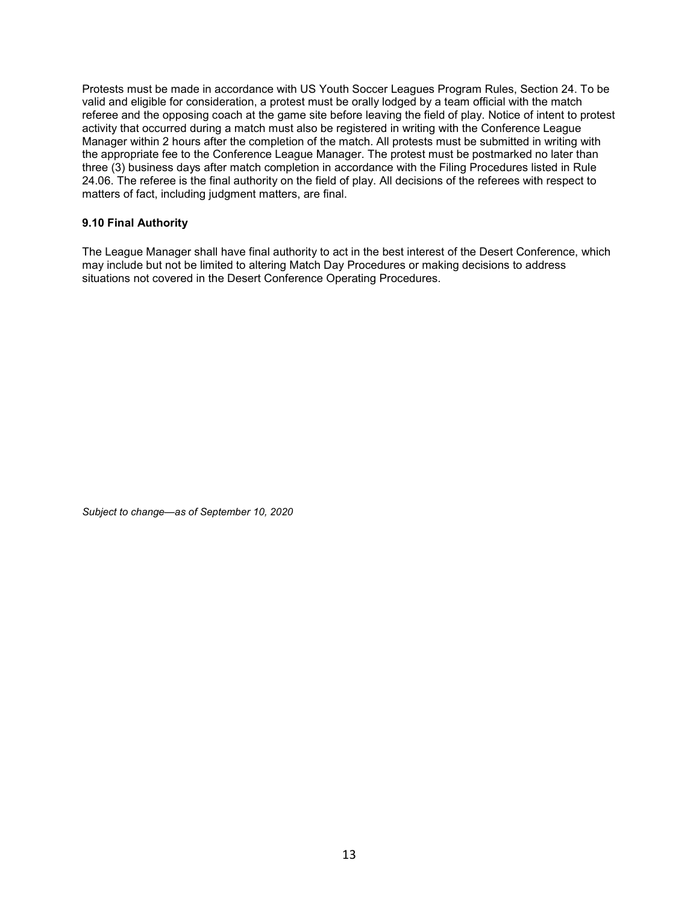Protests must be made in accordance with US Youth Soccer Leagues Program Rules, Section 24. To be valid and eligible for consideration, a protest must be orally lodged by a team official with the match referee and the opposing coach at the game site before leaving the field of play. Notice of intent to protest activity that occurred during a match must also be registered in writing with the Conference League Manager within 2 hours after the completion of the match. All protests must be submitted in writing with the appropriate fee to the Conference League Manager. The protest must be postmarked no later than three (3) business days after match completion in accordance with the Filing Procedures listed in Rule 24.06. The referee is the final authority on the field of play. All decisions of the referees with respect to matters of fact, including judgment matters, are final.

### 9.10 Final Authority

The League Manager shall have final authority to act in the best interest of the Desert Conference, which may include but not be limited to altering Match Day Procedures or making decisions to address situations not covered in the Desert Conference Operating Procedures.

*Subject to change—as of September 10, 2020*